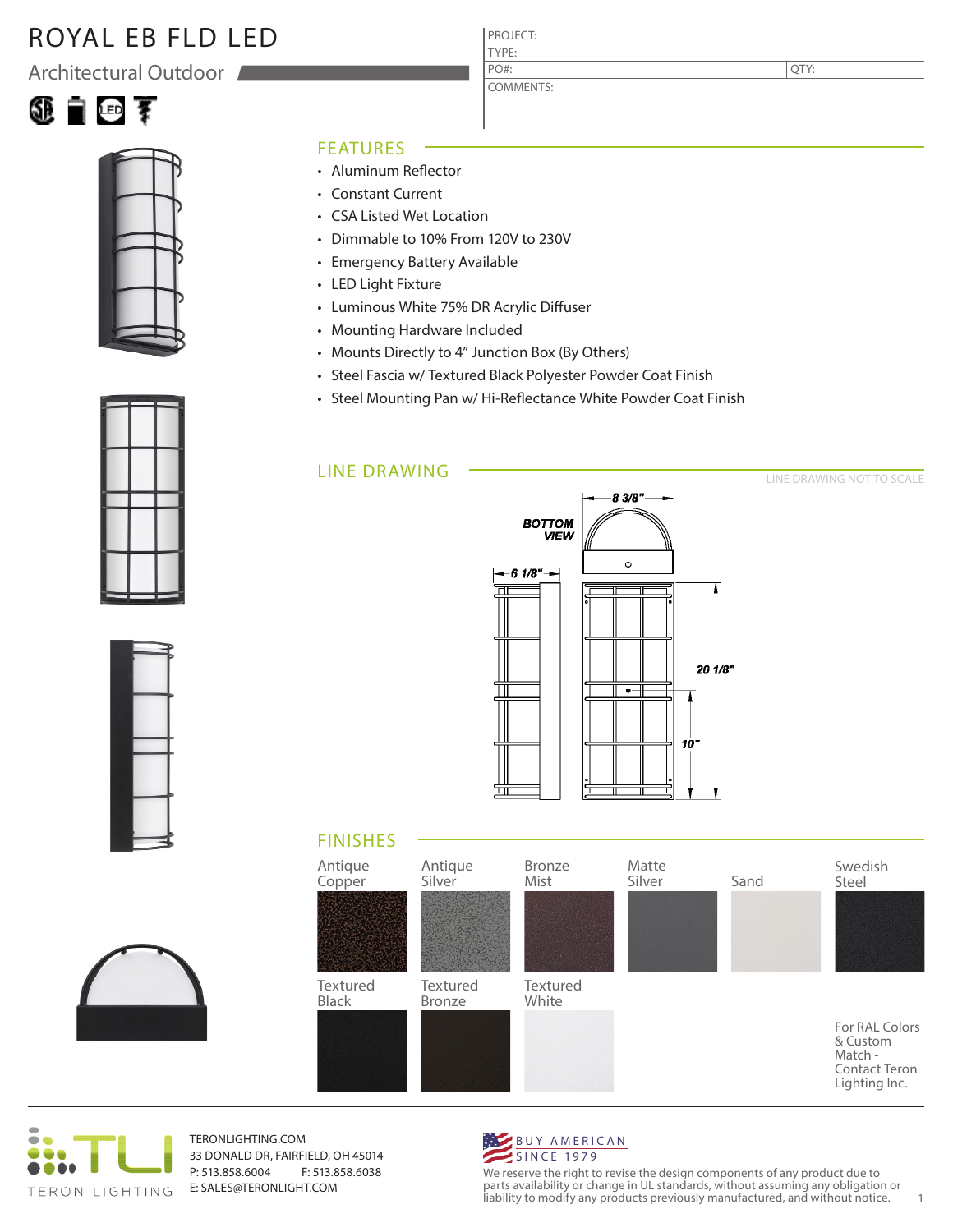# ROYAL EB FLD LED

## Architectural Outdoor

| PROJECT: | |
|---|---|
| TYPE: | |
| PO#: | QTY: |
| COMMENTS: | |

## FEATURES

- Aluminum Reflector
- Constant Current
- CSA Listed Wet Location
- Dimmable to 10% From 120V to 230V
- Emergency Battery Available
- LED Light Fixture
- Luminous White 75% DR Acrylic Diffuser
- Mounting Hardware Included
- Mounts Directly to 4" Junction Box (By Others)
- Steel Fascia w/ Textured Black Polyester Powder Coat Finish
- Steel Mounting Pan w/ Hi-Reflectance White Powder Coat Finish

## LINE DRAWING

LINE DRAWING NOT TO SCALE

BOTTOM VIEW

8 3/8"

6 1/8"

20 1/8"

10"

## FINISHES

- Antique Copper
- Antique Silver
- Bronze Mist
- Matte Silver
- Sand
- Swedish Steel
- Textured Black
- Textured Bronze
- Textured White

For RAL Colors & Custom Match - Contact Teron Lighting Inc.

TERON LIGHTING

TERONLIGHTING.COM
33 DONALD DR, FAIRFIELD, OH 45014
P: 513.858.6004 F: 513.858.6038
E: SALES@TERONLIGHT.COM

BUY AMERICAN SINCE 1979

We reserve the right to revise the design components of any product due to parts availability or change in UL standards, without assuming any obligation or liability to modify any products previously manufactured, and without notice.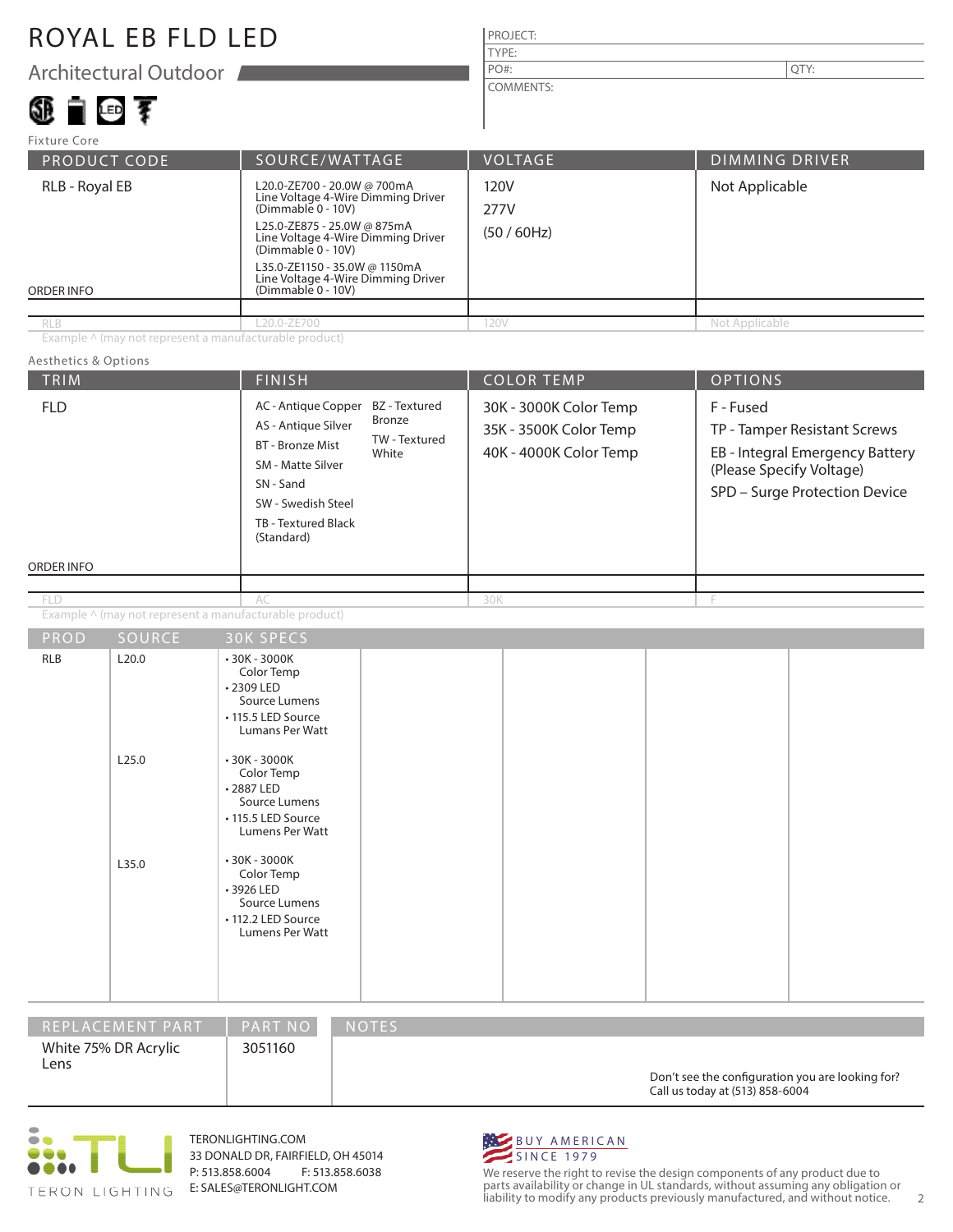# ROYAL EB FLD LED

## Architectural Outdoor

| PROJECT: | |
|---|---|
| TYPE: | |
| PO#: | QTY: |
| COMMENTS: | |

Fixture Core

| PRODUCT CODE | SOURCE/WATTAGE | VOLTAGE | DIMMING DRIVER |
|---|---|---|---|
| RLB - Royal EB | L20.0-ZE700 - 20.0W @ 700mA Line Voltage 4-Wire Dimming Driver (Dimmable 0 - 10V)<br>L25.0-ZE875 - 25.0W @ 875mA Line Voltage 4-Wire Dimming Driver (Dimmable 0 - 10V)<br>L35.0-ZE1150 - 35.0W @ 1150mA Line Voltage 4-Wire Dimming Driver (Dimmable 0 - 10V) | 120V<br>277V<br>(50 / 60Hz) | Not Applicable |
| ORDER INFO | | | |
| RLB | L20.0-ZE700 | 120V | Not Applicable |

Example ^ (may not represent a manufacturable product)

Aesthetics & Options

| TRIM | FINISH | COLOR TEMP | OPTIONS |
|---|---|---|---|
| FLD | AC - Antique Copper<br>AS - Antique Silver<br>BT - Bronze Mist<br>SM - Matte Silver<br>SN - Sand<br>SW - Swedish Steel<br>TB - Textured Black (Standard)<br>BZ - Textured Bronze<br>TW - Textured White | 30K - 3000K Color Temp<br>35K - 3500K Color Temp<br>40K - 4000K Color Temp | F - Fused<br>TP - Tamper Resistant Screws<br>EB - Integral Emergency Battery (Please Specify Voltage)<br>SPD – Surge Protection Device |
| ORDER INFO | | | |
| FLD | AC | 30K | F |

Example ^ (may not represent a manufacturable product)

| PROD | SOURCE | 30K SPECS |
|---|---|---|
| RLB | L20.0 | • 30K - 3000K Color Temp<br>• 2309 LED Source Lumens<br>• 115.5 LED Source Lumans Per Watt |
| | L25.0 | • 30K - 3000K Color Temp<br>• 2887 LED Source Lumens<br>• 115.5 LED Source Lumens Per Watt |
| | L35.0 | • 30K - 3000K Color Temp<br>• 3926 LED Source Lumens<br>• 112.2 LED Source Lumens Per Watt |

| REPLACEMENT PART | PART NO | NOTES |
|---|---|---|
| White 75% DR Acrylic Lens | 3051160 | Don't see the configuration you are looking for? Call us today at (513) 858-6004 |

TERON LIGHTING

TERONLIGHTING.COM
33 DONALD DR, FAIRFIELD, OH 45014
P: 513.858.6004 F: 513.858.6038
E: SALES@TERONLIGHT.COM

BUY AMERICAN SINCE 1979

We reserve the right to revise the design components of any product due to parts availability or change in UL standards, without assuming any obligation or liability to modify any products previously manufactured, and without notice.